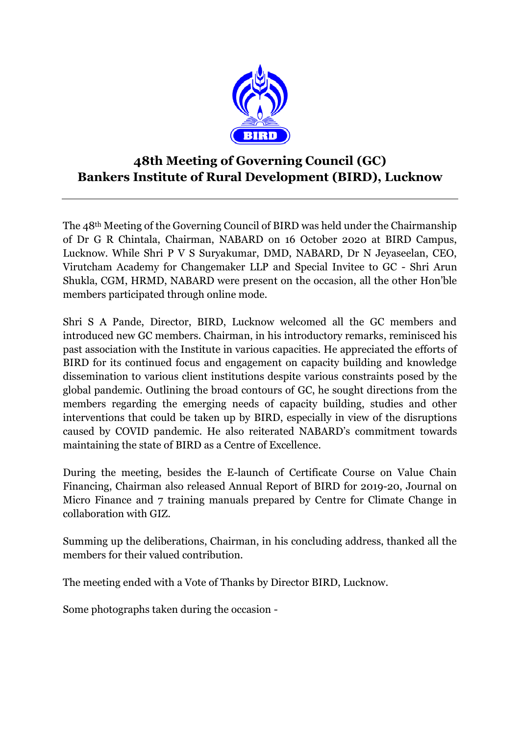# 48th Meeting of Governing Council (GC)
# Bankers Institute of Rural Development (BIRD), Lucknow

---

The 48th Meeting of the Governing Council of BIRD was held under the Chairmanship of Dr G R Chintala, Chairman, NABARD on 16 October 2020 at BIRD Campus, Lucknow. While Shri P V S Suryakumar, DMD, NABARD, Dr N Jeyaseelan, CEO, Virutcham Academy for Changemaker LLP and Special Invitee to GC - Shri Arun Shukla, CGM, HRMD, NABARD were present on the occasion, all the other Hon'ble members participated through online mode.

Shri S A Pande, Director, BIRD, Lucknow welcomed all the GC members and introduced new GC members. Chairman, in his introductory remarks, reminisced his past association with the Institute in various capacities. He appreciated the efforts of BIRD for its continued focus and engagement on capacity building and knowledge dissemination to various client institutions despite various constraints posed by the global pandemic. Outlining the broad contours of GC, he sought directions from the members regarding the emerging needs of capacity building, studies and other interventions that could be taken up by BIRD, especially in view of the disruptions caused by COVID pandemic. He also reiterated NABARD's commitment towards maintaining the state of BIRD as a Centre of Excellence.

During the meeting, besides the E-launch of Certificate Course on Value Chain Financing, Chairman also released Annual Report of BIRD for 2019-20, Journal on Micro Finance and 7 training manuals prepared by Centre for Climate Change in collaboration with GIZ.

Summing up the deliberations, Chairman, in his concluding address, thanked all the members for their valued contribution.

The meeting ended with a Vote of Thanks by Director BIRD, Lucknow.

Some photographs taken during the occasion -